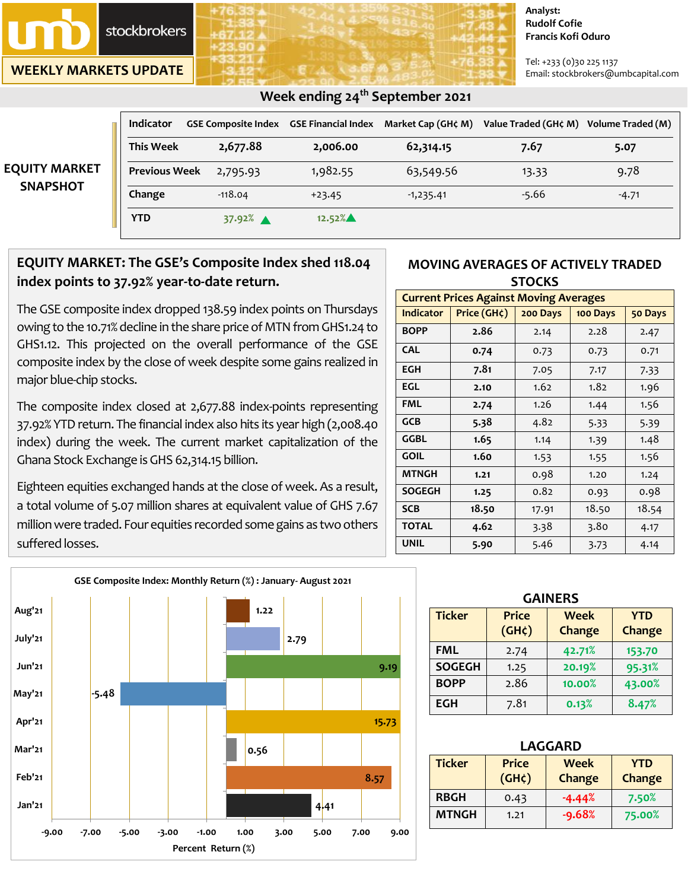umb stockbrokers

**WEEKLY MARKETS UPDATE**

Analyst:
**Rudolf Cofie**
**Francis Kofi Oduro**

Tel: +233 (0)30 225 1137
Email: stockbrokers@umbcapital.com

## Week ending 24th September 2021

### EQUITY MARKET SNAPSHOT

| Indicator | GSE Composite Index | GSE Financial Index | Market Cap (GH¢ M) | Value Traded (GH¢ M) | Volume Traded (M) |
|---|---|---|---|---|---|
| This Week | 2,677.88 | 2,006.00 | 62,314.15 | 7.67 | 5.07 |
| Previous Week | 2,795.93 | 1,982.55 | 63,549.56 | 13.33 | 9.78 |
| Change | -118.04 | +23.45 | -1,235.41 | -5.66 | -4.71 |
| YTD | 37.92% ▲ | 12.52% ▲ | | | |

### EQUITY MARKET: The GSE's Composite Index shed 118.04 index points to 37.92% year-to-date return.

The GSE composite index dropped 138.59 index points on Thursdays owing to the 10.71% decline in the share price of MTN from GHS1.24 to GHS1.12. This projected on the overall performance of the GSE composite index by the close of week despite some gains realized in major blue-chip stocks.

The composite index closed at 2,677.88 index-points representing 37.92% YTD return. The financial index also hits its year high (2,008.40 index) during the week. The current market capitalization of the Ghana Stock Exchange is GHS 62,314.15 billion.

Eighteen equities exchanged hands at the close of week. As a result, a total volume of 5.07 million shares at equivalent value of GHS 7.67 million were traded. Four equities recorded some gains as two others suffered losses.

### MOVING AVERAGES OF ACTIVELY TRADED STOCKS

| Current Prices Against Moving Averages | | | | |
|---|---|---|---|---|
| Indicator | Price (GH¢) | 200 Days | 100 Days | 50 Days |
| BOPP | 2.86 | 2.14 | 2.28 | 2.47 |
| CAL | 0.74 | 0.73 | 0.73 | 0.71 |
| EGH | 7.81 | 7.05 | 7.17 | 7.33 |
| EGL | 2.10 | 1.62 | 1.82 | 1.96 |
| FML | 2.74 | 1.26 | 1.44 | 1.56 |
| GCB | 5.38 | 4.82 | 5.33 | 5.39 |
| GGBL | 1.65 | 1.14 | 1.39 | 1.48 |
| GOIL | 1.60 | 1.53 | 1.55 | 1.56 |
| MTNGH | 1.21 | 0.98 | 1.20 | 1.24 |
| SOGEGH | 1.25 | 0.82 | 0.93 | 0.98 |
| SCB | 18.50 | 17.91 | 18.50 | 18.54 |
| TOTAL | 4.62 | 3.38 | 3.80 | 4.17 |
| UNIL | 5.90 | 5.46 | 3.73 | 4.14 |

**GSE Composite Index: Monthly Return (%) : January- August 2021**

| Month | Return (%) |
|---|---|
| Aug'21 | 1.22 |
| July'21 | 2.79 |
| Jun'21 | 9.19 |
| May'21 | -5.48 |
| Apr'21 | 15.73 |
| Mar'21 | 0.56 |
| Feb'21 | 8.57 |
| Jan'21 | 4.41 |

Percent Return (%)

### GAINERS

| Ticker | Price (GH¢) | Week Change | YTD Change |
|---|---|---|---|
| FML | 2.74 | 42.71% | 153.70 |
| SOGEGH | 1.25 | 20.19% | 95.31% |
| BOPP | 2.86 | 10.00% | 43.00% |
| EGH | 7.81 | 0.13% | 8.47% |

### LAGGARD

| Ticker | Price (GH¢) | Week Change | YTD Change |
|---|---|---|---|
| RBGH | 0.43 | -4.44% | 7.50% |
| MTNGH | 1.21 | -9.68% | 75.00% |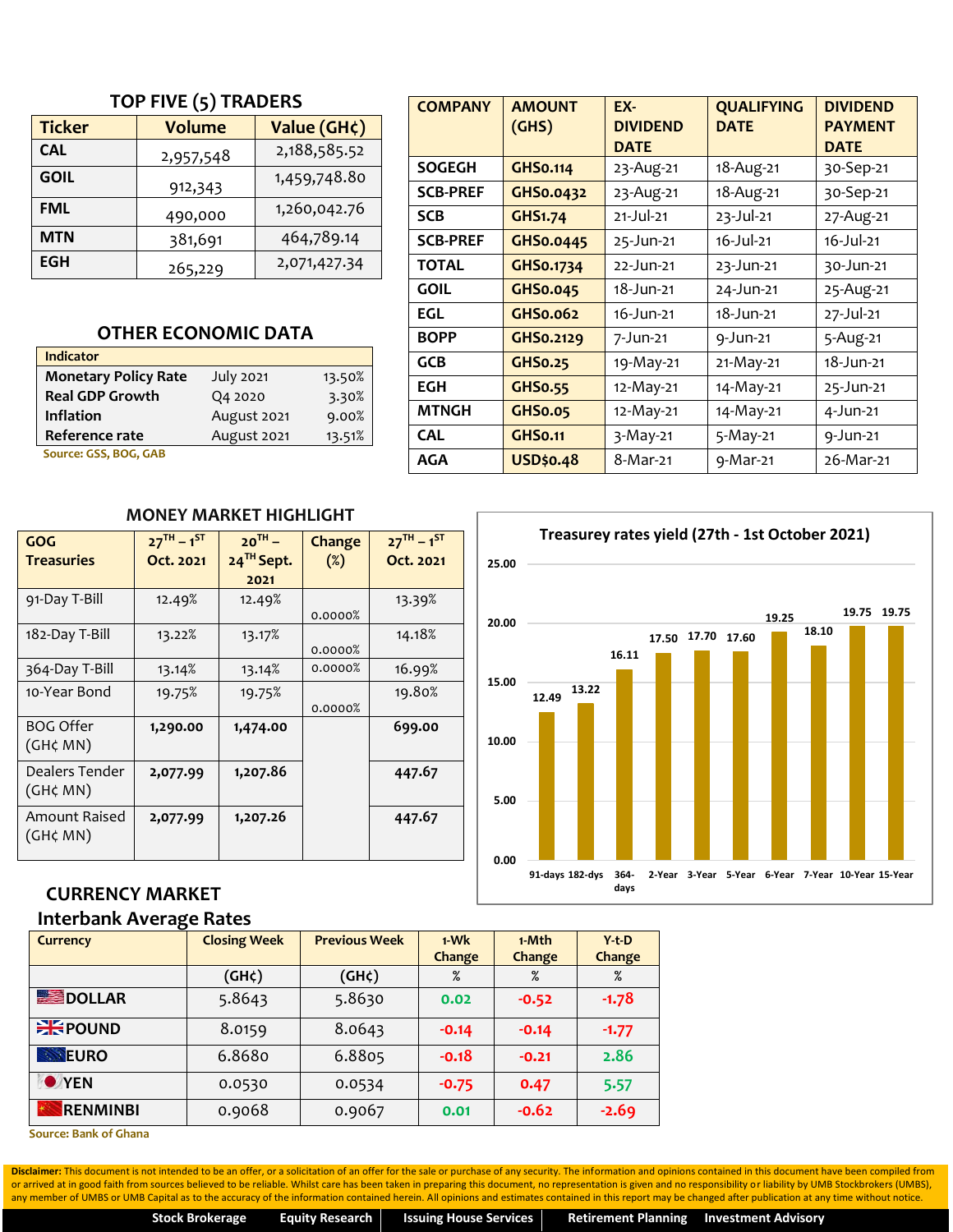## TOP FIVE (5) TRADERS

| Ticker | Volume | Value (GH¢) |
|---|---|---|
| CAL | 2,957,548 | 2,188,585.52 |
| GOIL | 912,343 | 1,459,748.80 |
| FML | 490,000 | 1,260,042.76 |
| MTN | 381,691 | 464,789.14 |
| EGH | 265,229 | 2,071,427.34 |

| COMPANY | AMOUNT (GHS) | EX-DIVIDEND DATE | QUALIFYING DATE | DIVIDEND PAYMENT DATE |
|---|---|---|---|---|
| SOGEGH | GHS0.114 | 23-Aug-21 | 18-Aug-21 | 30-Sep-21 |
| SCB-PREF | GHS0.0432 | 23-Aug-21 | 18-Aug-21 | 30-Sep-21 |
| SCB | GHS1.74 | 21-Jul-21 | 23-Jul-21 | 27-Aug-21 |
| SCB-PREF | GHS0.0445 | 25-Jun-21 | 16-Jul-21 | 16-Jul-21 |
| TOTAL | GHS0.1734 | 22-Jun-21 | 23-Jun-21 | 30-Jun-21 |
| GOIL | GHS0.045 | 18-Jun-21 | 24-Jun-21 | 25-Aug-21 |
| EGL | GHS0.062 | 16-Jun-21 | 18-Jun-21 | 27-Jul-21 |
| BOPP | GHS0.2129 | 7-Jun-21 | 9-Jun-21 | 5-Aug-21 |
| GCB | GHS0.25 | 19-May-21 | 21-May-21 | 18-Jun-21 |
| EGH | GHS0.55 | 12-May-21 | 14-May-21 | 25-Jun-21 |
| MTNGH | GHS0.05 | 12-May-21 | 14-May-21 | 4-Jun-21 |
| CAL | GHS0.11 | 3-May-21 | 5-May-21 | 9-Jun-21 |
| AGA | USD$0.48 | 8-Mar-21 | 9-Mar-21 | 26-Mar-21 |

## OTHER ECONOMIC DATA

| Indicator | | |
|---|---|---|
| Monetary Policy Rate | July 2021 | 13.50% |
| Real GDP Growth | Q4 2020 | 3.30% |
| Inflation | August 2021 | 9.00% |
| Reference rate | August 2021 | 13.51% |

Source: GSS, BOG, GAB

## MONEY MARKET HIGHLIGHT

| GOG Treasuries | 27TH – 1ST Oct. 2021 | 20TH – 24TH Sept. 2021 | Change (%) | 27TH – 1ST Oct. 2021 |
|---|---|---|---|---|
| 91-Day T-Bill | 12.49% | 12.49% | 0.0000% | 13.39% |
| 182-Day T-Bill | 13.22% | 13.17% | 0.0000% | 14.18% |
| 364-Day T-Bill | 13.14% | 13.14% | 0.0000% | 16.99% |
| 10-Year Bond | 19.75% | 19.75% | 0.0000% | 19.80% |
| BOG Offer (GH¢ MN) | 1,290.00 | 1,474.00 | | 699.00 |
| Dealers Tender (GH¢ MN) | 2,077.99 | 1,207.86 | | 447.67 |
| Amount Raised (GH¢ MN) | 2,077.99 | 1,207.26 | | 447.67 |

Treasurey rates yield (27th - 1st October 2021)

25.00
20.00
15.00
10.00
5.00
0.00

12.49 13.22 16.11 17.50 17.70 17.60 19.25 18.10 19.75 19.75

91-days 182-dys 364-days 2-Year 3-Year 5-Year 6-Year 7-Year 10-Year 15-Year

## CURRENCY MARKET

### Interbank Average Rates

| Currency | Closing Week | Previous Week | 1-Wk Change | 1-Mth Change | Y-t-D Change |
|---|---|---|---|---|---|
| | (GH¢) | (GH¢) | % | % | % |
| DOLLAR | 5.8643 | 5.8630 | 0.02 | -0.52 | -1.78 |
| POUND | 8.0159 | 8.0643 | -0.14 | -0.14 | -1.77 |
| EURO | 6.8680 | 6.8805 | -0.18 | -0.21 | 2.86 |
| YEN | 0.0530 | 0.0534 | -0.75 | 0.47 | 5.57 |
| RENMINBI | 0.9068 | 0.9067 | 0.01 | -0.62 | -2.69 |

Source: Bank of Ghana

**Disclaimer:** This document is not intended to be an offer, or a solicitation of an offer for the sale or purchase of any security. The information and opinions contained in this document have been compiled from or arrived at in good faith from sources believed to be reliable. Whilst care has been taken in preparing this document, no representation is given and no responsibility or liability by UMB Stockbrokers (UMBS), any member of UMBS or UMB Capital as to the accuracy of the information contained herein. All opinions and estimates contained in this report may be changed after publication at any time without notice.

Stock Brokerage | Equity Research | Issuing House Services | Retirement Planning | Investment Advisory